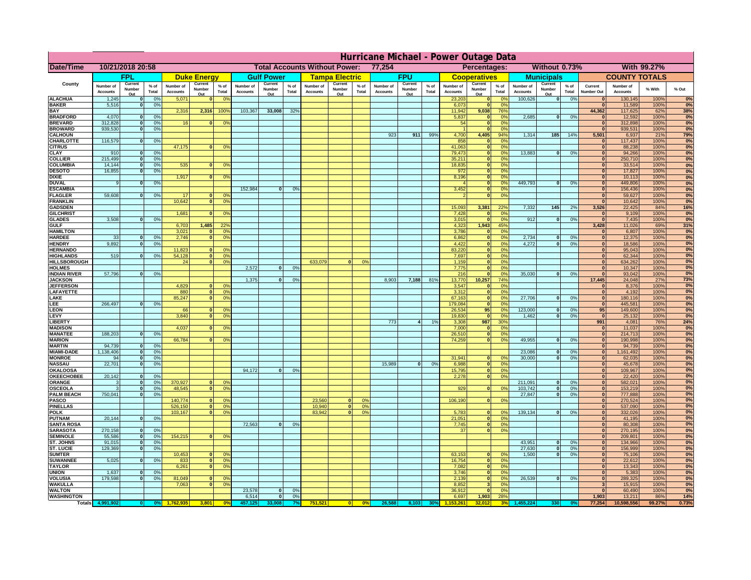# Hurricane Michael - Power Outage Data

**Date/Time:** 10/21/2018 20:58 | **Total Accounts Without Power:** 77,254 | **Percentages:** Without 0.73% | With 99.27%

| County | FPL | | | Duke Energy | | | Gulf Power | | | Tampa Electric | | | FPU | | | Cooperatives | | | Municipals | | | COUNTY TOTALS | | | |
|---|---|---|---|---|---|---|---|---|---|---|---|---|---|---|---|---|---|---|---|---|---|---|---|---|---|
| | Number of Accounts | Current Number Out | % of Total | Number of Accounts | Current Number Out | % of Total | Number of Accounts | Current Number Out | % of Total | Number of Accounts | Current Number Out | % of Total | Number of Accounts | Current Number Out | % of Total | Number of Accounts | Current Number Out | % of Total | Number of Accounts | Current Number Out | % of Total | Current Number Out | Number of Accounts | % With | % Out |
| ALACHUA | 1,245 | 0 | 0% | 5,071 | 0 | 0% | | | | | | | | | | 23,203 | 0 | 0% | 100,626 | 0 | 0% | 0 | 130,145 | 100% | 0% |
| BAKER | 5,516 | 0 | 0% | | | | | | | | | | | | | 6,073 | 0 | 0% | | | | 0 | 11,589 | 100% | 0% |
| BAY | | | | 2,316 | 2,316 | 100% | 103,367 | 33,008 | 32% | | | | | | | 11,942 | 9,038 | 76% | | | | 44,362 | 117,625 | 62% | 38% |
| BRADFORD | 4,070 | 0 | 0% | | | | | | | | | | | | | 5,837 | 0 | 0% | 2,685 | 0 | 0% | 0 | 12,592 | 100% | 0% |
| BREVARD | 312,828 | 0 | 0% | 16 | 0 | 0% | | | | | | | | | | 54 | 0 | 0% | | | | 0 | 312,898 | 100% | 0% |
| BROWARD | 939,530 | 0 | 0% | | | | | | | | | | | | | 1 | 0 | 0% | | | | 0 | 939,531 | 100% | 0% |
| CALHOUN | | | | | | | | | | | | | 923 | 911 | 99% | 4,700 | 4,405 | 94% | 1,314 | 185 | 14% | 5,501 | 6,937 | 21% | 79% |
| CHARLOTTE | 116,579 | 0 | 0% | | | | | | | | | | | | | 858 | 0 | 0% | | | | 0 | 117,437 | 100% | 0% |
| CITRUS | | | | 47,175 | 0 | 0% | | | | | | | | | | 41,063 | 0 | 0% | | | | 0 | 88,238 | 100% | 0% |
| CLAY | 910 | 0 | 0% | | | | | | | | | | | | | 79,473 | 0 | 0% | 13,883 | 0 | 0% | 0 | 94,266 | 100% | 0% |
| COLLIER | 215,499 | 0 | 0% | | | | | | | | | | | | | 35,211 | 0 | 0% | | | | 0 | 250,710 | 100% | 0% |
| COLUMBIA | 14,144 | 0 | 0% | 535 | 0 | 0% | | | | | | | | | | 18,835 | 0 | 0% | | | | 0 | 33,514 | 100% | 0% |
| DESOTO | 16,855 | 0 | 0% | | | | | | | | | | | | | 972 | 0 | 0% | | | | 0 | 17,827 | 100% | 0% |
| DIXIE | | | | 1,917 | 0 | 0% | | | | | | | | | | 8,196 | 0 | 0% | | | | 0 | 10,113 | 100% | 0% |
| DUVAL | 9 | 0 | 0% | | | | | | | | | | | | | 4 | 0 | 0% | 449,793 | 0 | 0% | 0 | 449,806 | 100% | 0% |
| ESCAMBIA | | | | | | | 152,984 | 0 | 0% | | | | | | | 3,452 | 0 | 0% | | | | 0 | 156,436 | 100% | 0% |
| FLAGLER | 59,608 | 0 | 0% | 17 | 0 | 0% | | | | | | | | | | 2 | 0 | 0% | | | | 0 | 59,627 | 100% | 0% |
| FRANKLIN | | | | 10,642 | 0 | 0% | | | | | | | | | | | | | | | | 0 | 10,642 | 100% | 0% |
| GADSDEN | | | | | | | | | | | | | | | | 15,093 | 3,381 | 22% | 7,332 | 145 | 2% | 3,526 | 22,425 | 84% | 16% |
| GILCHRIST | | | | 1,681 | 0 | 0% | | | | | | | | | | 7,428 | 0 | 0% | | | | 0 | 9,109 | 100% | 0% |
| GLADES | 3,508 | 0 | 0% | | | | | | | | | | | | | 3,015 | 0 | 0% | 912 | 0 | 0% | 0 | 7,435 | 100% | 0% |
| GULF | | | | 6,703 | 1,485 | 22% | | | | | | | | | | 4,323 | 1,943 | 45% | | | | 3,428 | 11,026 | 69% | 31% |
| HAMILTON | | | | 3,021 | 0 | 0% | | | | | | | | | | 3,786 | 0 | 0% | | | | 0 | 6,807 | 100% | 0% |
| HARDEE | 33 | 0 | 0% | 2,746 | 0 | 0% | | | | | | | | | | 6,862 | 0 | 0% | 2,734 | 0 | 0% | 0 | 12,375 | 100% | 0% |
| HENDRY | 9,892 | 0 | 0% | | | | | | | | | | | | | 4,422 | 0 | 0% | 4,272 | 0 | 0% | 0 | 18,586 | 100% | 0% |
| HERNANDO | | | | 11,823 | 0 | 0% | | | | | | | | | | 83,220 | 0 | 0% | | | | 0 | 95,043 | 100% | 0% |
| HIGHLANDS | 519 | 0 | 0% | 54,128 | 0 | 0% | | | | | | | | | | 7,697 | 0 | 0% | | | | 0 | 62,344 | 100% | 0% |
| HILLSBOROUGH | | | | 24 | 0 | 0% | | | | 633,079 | 0 | 0% | | | | 1,159 | 0 | 0% | | | | 0 | 634,262 | 100% | 0% |
| HOLMES | | | | | | | 2,572 | 0 | 0% | | | | | | | 7,775 | 0 | 0% | | | | 0 | 10,347 | 100% | 0% |
| INDIAN RIVER | 57,796 | 0 | 0% | | | | | | | | | | | | | 216 | 0 | 0% | 35,030 | 0 | 0% | 0 | 93,042 | 100% | 0% |
| JACKSON | | | | | | | 1,375 | 0 | 0% | | | | 8,903 | 7,188 | 81% | 13,770 | 10,257 | 74% | | | | 17,445 | 24,048 | 27% | 73% |
| JEFFERSON | | | | 4,829 | 0 | 0% | | | | | | | | | | 3,547 | 0 | 0% | | | | 0 | 8,376 | 100% | 0% |
| LAFAYETTE | | | | 880 | 0 | 0% | | | | | | | | | | 3,312 | 0 | 0% | | | | 0 | 4,192 | 100% | 0% |
| LAKE | | | | 85,247 | 0 | 0% | | | | | | | | | | 67,163 | 0 | 0% | 27,706 | 0 | 0% | 0 | 180,116 | 100% | 0% |
| LEE | 266,497 | 0 | 0% | | | | | | | | | | | | | 179,084 | 0 | 0% | | | | 0 | 445,581 | 100% | 0% |
| LEON | | | | 66 | 0 | 0% | | | | | | | | | | 26,534 | 95 | 0% | 123,000 | 0 | 0% | 95 | 149,600 | 100% | 0% |
| LEVY | | | | 3,840 | 0 | 0% | | | | | | | | | | 19,830 | 0 | 0% | 1,462 | 0 | 0% | 0 | 25,132 | 100% | 0% |
| LIBERTY | | | | | | | | | | | | | 773 | 4 | 1% | 3,308 | 987 | 30% | | | | 991 | 4,081 | 76% | 24% |
| MADISON | | | | 4,037 | 0 | 0% | | | | | | | | | | 7,000 | 0 | 0% | | | | 0 | 11,037 | 100% | 0% |
| MANATEE | 188,203 | 0 | 0% | | | | | | | | | | | | | 26,510 | 0 | 0% | | | | 0 | 214,713 | 100% | 0% |
| MARION | | | | 66,784 | 0 | 0% | | | | | | | | | | 74,259 | 0 | 0% | 49,955 | 0 | 0% | 0 | 190,998 | 100% | 0% |
| MARTIN | 94,739 | 0 | 0% | | | | | | | | | | | | | | | | | | | 0 | 94,739 | 100% | 0% |
| MIAMI-DADE | 1,138,406 | 0 | 0% | | | | | | | | | | | | | | | | 23,086 | 0 | 0% | 0 | 1,161,492 | 100% | 0% |
| MONROE | 94 | 0 | 0% | | | | | | | | | | | | | 31,941 | 0 | 0% | 30,000 | 0 | 0% | 0 | 62,035 | 100% | 0% |
| NASSAU | 22,701 | 0 | 0% | | | | | | | | | | 15,989 | 0 | 0% | 6,988 | 0 | 0% | | | | 0 | 45,678 | 100% | 0% |
| OKALOOSA | | | | | | | 94,172 | 0 | 0% | | | | | | | 15,795 | 0 | 0% | | | | 0 | 109,967 | 100% | 0% |
| OKEECHOBEE | 20,142 | 0 | 0% | | | | | | | | | | | | | 2,278 | 0 | 0% | | | | 0 | 22,420 | 100% | 0% |
| ORANGE | 3 | 0 | 0% | 370,927 | 0 | 0% | | | | | | | | | | | | | 211,091 | 0 | 0% | 0 | 582,021 | 100% | 0% |
| OSCEOLA | 3 | 0 | 0% | 48,545 | 0 | 0% | | | | | | | | | | 929 | 0 | 0% | 103,742 | 0 | 0% | 0 | 153,219 | 100% | 0% |
| PALM BEACH | 750,041 | 0 | 0% | | | | | | | | | | | | | | | | 27,847 | 0 | 0% | 0 | 777,888 | 100% | 0% |
| PASCO | | | | 140,774 | 0 | 0% | | | | 23,560 | 0 | 0% | | | | 106,190 | 0 | 0% | | | | 0 | 270,524 | 100% | 0% |
| PINELLAS | | | | 526,150 | 0 | 0% | | | | 10,940 | 0 | 0% | | | | | | | | | | 0 | 537,090 | 100% | 0% |
| POLK | | | | 103,167 | 0 | 0% | | | | 83,942 | 0 | 0% | | | | 5,783 | 0 | 0% | 139,134 | 0 | 0% | 0 | 332,026 | 100% | 0% |
| PUTNAM | 20,144 | 0 | 0% | | | | | | | | | | | | | 21,051 | 0 | 0% | | | | 0 | 41,195 | 100% | 0% |
| SANTA ROSA | | | | | | | 72,563 | 0 | 0% | | | | | | | 7,745 | 0 | 0% | | | | 0 | 80,308 | 100% | 0% |
| SARASOTA | 270,158 | 0 | 0% | | | | | | | | | | | | | 37 | 0 | 0% | | | | 0 | 270,195 | 100% | 0% |
| SEMINOLE | 55,586 | 0 | 0% | 154,215 | 0 | 0% | | | | | | | | | | | | | | | | 0 | 209,801 | 100% | 0% |
| ST. JOHNS | 91,015 | 0 | 0% | | | | | | | | | | | | | | | | 43,951 | 0 | 0% | 0 | 134,966 | 100% | 0% |
| ST. LUCIE | 129,369 | 0 | 0% | | | | | | | | | | | | | | | | 27,630 | 0 | 0% | 0 | 156,999 | 100% | 0% |
| SUMTER | | | | 10,453 | 0 | 0% | | | | | | | | | | 63,153 | 0 | 0% | 1,500 | 0 | 0% | 0 | 75,106 | 100% | 0% |
| SUWANNEE | 5,025 | 0 | 0% | 833 | 0 | 0% | | | | | | | | | | 16,754 | 0 | 0% | | | | 0 | 22,612 | 100% | 0% |
| TAYLOR | | | | 6,261 | 0 | 0% | | | | | | | | | | 7,082 | 0 | 0% | | | | 0 | 13,343 | 100% | 0% |
| UNION | 1,637 | 0 | 0% | | | | | | | | | | | | | 3,746 | 0 | 0% | | | | 0 | 5,383 | 100% | 0% |
| VOLUSIA | 179,598 | 0 | 0% | 81,049 | 0 | 0% | | | | | | | | | | 2,139 | 0 | 0% | 26,539 | 0 | 0% | 0 | 289,325 | 100% | 0% |
| WAKULLA | | | | 7,063 | 0 | 0% | | | | | | | | | | 8,852 | 3 | 0% | | | | 3 | 15,915 | 100% | 0% |
| WALTON | | | | | | | 23,578 | 0 | 0% | | | | | | | 36,912 | 0 | 0% | | | | 0 | 60,490 | 100% | 0% |
| WASHINGTON | | | | | | | 6,514 | 0 | 0% | | | | | | | 6,697 | 1,903 | 28% | | | | 1,903 | 13,211 | 86% | 14% |
| Totals | 4,991,902 | 0 | 0% | 1,762,935 | 3,801 | 0% | 457,125 | 33,008 | 7% | 751,521 | 0 | 0% | 26,588 | 8,103 | 30% | 1,153,261 | 32,012 | 3% | 1,455,224 | 330 | 0% | 77,254 | 10,598,556 | 99.27% | 0.73% |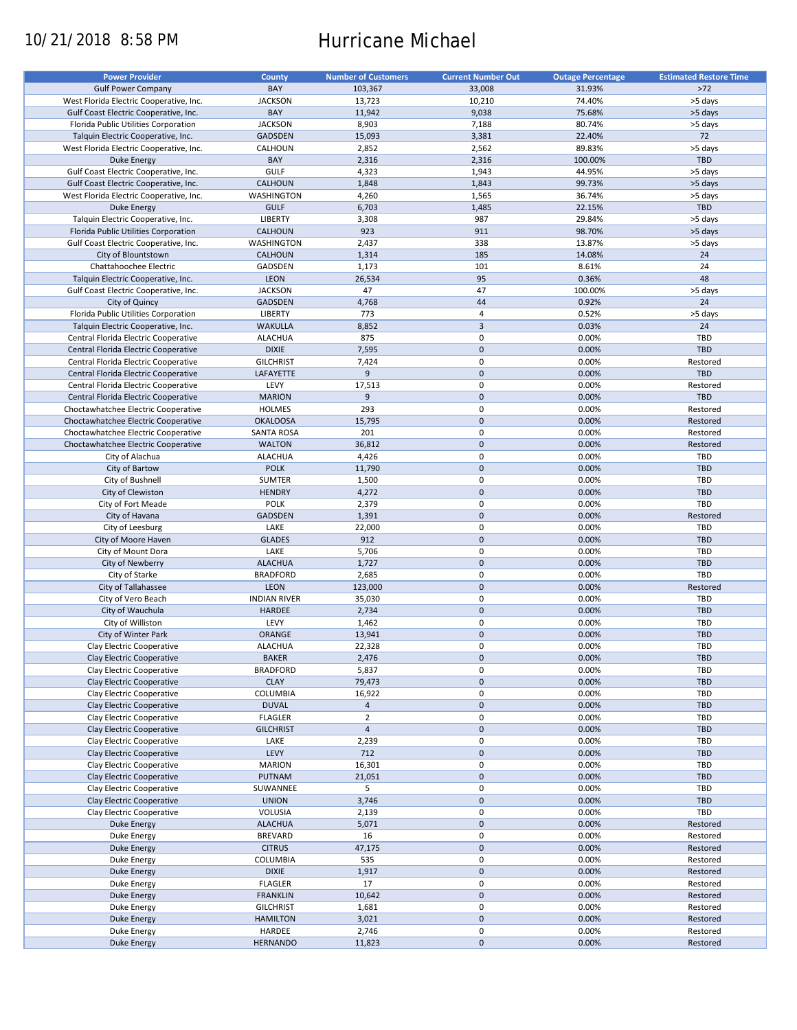10/21/2018 8:58 PM

# Hurricane Michael

| Power Provider | County | Number of Customers | Current Number Out | Outage Percentage | Estimated Restore Time |
|---|---|---|---|---|---|
| Gulf Power Company | BAY | 103,367 | 33,008 | 31.93% | >72 |
| West Florida Electric Cooperative, Inc. | JACKSON | 13,723 | 10,210 | 74.40% | >5 days |
| Gulf Coast Electric Cooperative, Inc. | BAY | 11,942 | 9,038 | 75.68% | >5 days |
| Florida Public Utilities Corporation | JACKSON | 8,903 | 7,188 | 80.74% | >5 days |
| Talquin Electric Cooperative, Inc. | GADSDEN | 15,093 | 3,381 | 22.40% | 72 |
| West Florida Electric Cooperative, Inc. | CALHOUN | 2,852 | 2,562 | 89.83% | >5 days |
| Duke Energy | BAY | 2,316 | 2,316 | 100.00% | TBD |
| Gulf Coast Electric Cooperative, Inc. | GULF | 4,323 | 1,943 | 44.95% | >5 days |
| Gulf Coast Electric Cooperative, Inc. | CALHOUN | 1,848 | 1,843 | 99.73% | >5 days |
| West Florida Electric Cooperative, Inc. | WASHINGTON | 4,260 | 1,565 | 36.74% | >5 days |
| Duke Energy | GULF | 6,703 | 1,485 | 22.15% | TBD |
| Talquin Electric Cooperative, Inc. | LIBERTY | 3,308 | 987 | 29.84% | >5 days |
| Florida Public Utilities Corporation | CALHOUN | 923 | 911 | 98.70% | >5 days |
| Gulf Coast Electric Cooperative, Inc. | WASHINGTON | 2,437 | 338 | 13.87% | >5 days |
| City of Blountstown | CALHOUN | 1,314 | 185 | 14.08% | 24 |
| Chattahoochee Electric | GADSDEN | 1,173 | 101 | 8.61% | 24 |
| Talquin Electric Cooperative, Inc. | LEON | 26,534 | 95 | 0.36% | 48 |
| Gulf Coast Electric Cooperative, Inc. | JACKSON | 47 | 47 | 100.00% | >5 days |
| City of Quincy | GADSDEN | 4,768 | 44 | 0.92% | 24 |
| Florida Public Utilities Corporation | LIBERTY | 773 | 4 | 0.52% | >5 days |
| Talquin Electric Cooperative, Inc. | WAKULLA | 8,852 | 3 | 0.03% | 24 |
| Central Florida Electric Cooperative | ALACHUA | 875 | 0 | 0.00% | TBD |
| Central Florida Electric Cooperative | DIXIE | 7,595 | 0 | 0.00% | TBD |
| Central Florida Electric Cooperative | GILCHRIST | 7,424 | 0 | 0.00% | Restored |
| Central Florida Electric Cooperative | LAFAYETTE | 9 | 0 | 0.00% | TBD |
| Central Florida Electric Cooperative | LEVY | 17,513 | 0 | 0.00% | Restored |
| Central Florida Electric Cooperative | MARION | 9 | 0 | 0.00% | TBD |
| Choctawhatchee Electric Cooperative | HOLMES | 293 | 0 | 0.00% | Restored |
| Choctawhatchee Electric Cooperative | OKALOOSA | 15,795 | 0 | 0.00% | Restored |
| Choctawhatchee Electric Cooperative | SANTA ROSA | 201 | 0 | 0.00% | Restored |
| Choctawhatchee Electric Cooperative | WALTON | 36,812 | 0 | 0.00% | Restored |
| City of Alachua | ALACHUA | 4,426 | 0 | 0.00% | TBD |
| City of Bartow | POLK | 11,790 | 0 | 0.00% | TBD |
| City of Bushnell | SUMTER | 1,500 | 0 | 0.00% | TBD |
| City of Clewiston | HENDRY | 4,272 | 0 | 0.00% | TBD |
| City of Fort Meade | POLK | 2,379 | 0 | 0.00% | TBD |
| City of Havana | GADSDEN | 1,391 | 0 | 0.00% | Restored |
| City of Leesburg | LAKE | 22,000 | 0 | 0.00% | TBD |
| City of Moore Haven | GLADES | 912 | 0 | 0.00% | TBD |
| City of Mount Dora | LAKE | 5,706 | 0 | 0.00% | TBD |
| City of Newberry | ALACHUA | 1,727 | 0 | 0.00% | TBD |
| City of Starke | BRADFORD | 2,685 | 0 | 0.00% | TBD |
| City of Tallahassee | LEON | 123,000 | 0 | 0.00% | Restored |
| City of Vero Beach | INDIAN RIVER | 35,030 | 0 | 0.00% | TBD |
| City of Wauchula | HARDEE | 2,734 | 0 | 0.00% | TBD |
| City of Williston | LEVY | 1,462 | 0 | 0.00% | TBD |
| City of Winter Park | ORANGE | 13,941 | 0 | 0.00% | TBD |
| Clay Electric Cooperative | ALACHUA | 22,328 | 0 | 0.00% | TBD |
| Clay Electric Cooperative | BAKER | 2,476 | 0 | 0.00% | TBD |
| Clay Electric Cooperative | BRADFORD | 5,837 | 0 | 0.00% | TBD |
| Clay Electric Cooperative | CLAY | 79,473 | 0 | 0.00% | TBD |
| Clay Electric Cooperative | COLUMBIA | 16,922 | 0 | 0.00% | TBD |
| Clay Electric Cooperative | DUVAL | 4 | 0 | 0.00% | TBD |
| Clay Electric Cooperative | FLAGLER | 2 | 0 | 0.00% | TBD |
| Clay Electric Cooperative | GILCHRIST | 4 | 0 | 0.00% | TBD |
| Clay Electric Cooperative | LAKE | 2,239 | 0 | 0.00% | TBD |
| Clay Electric Cooperative | LEVY | 712 | 0 | 0.00% | TBD |
| Clay Electric Cooperative | MARION | 16,301 | 0 | 0.00% | TBD |
| Clay Electric Cooperative | PUTNAM | 21,051 | 0 | 0.00% | TBD |
| Clay Electric Cooperative | SUWANNEE | 5 | 0 | 0.00% | TBD |
| Clay Electric Cooperative | UNION | 3,746 | 0 | 0.00% | TBD |
| Clay Electric Cooperative | VOLUSIA | 2,139 | 0 | 0.00% | TBD |
| Duke Energy | ALACHUA | 5,071 | 0 | 0.00% | Restored |
| Duke Energy | BREVARD | 16 | 0 | 0.00% | Restored |
| Duke Energy | CITRUS | 47,175 | 0 | 0.00% | Restored |
| Duke Energy | COLUMBIA | 535 | 0 | 0.00% | Restored |
| Duke Energy | DIXIE | 1,917 | 0 | 0.00% | Restored |
| Duke Energy | FLAGLER | 17 | 0 | 0.00% | Restored |
| Duke Energy | FRANKLIN | 10,642 | 0 | 0.00% | Restored |
| Duke Energy | GILCHRIST | 1,681 | 0 | 0.00% | Restored |
| Duke Energy | HAMILTON | 3,021 | 0 | 0.00% | Restored |
| Duke Energy | HARDEE | 2,746 | 0 | 0.00% | Restored |
| Duke Energy | HERNANDO | 11,823 | 0 | 0.00% | Restored |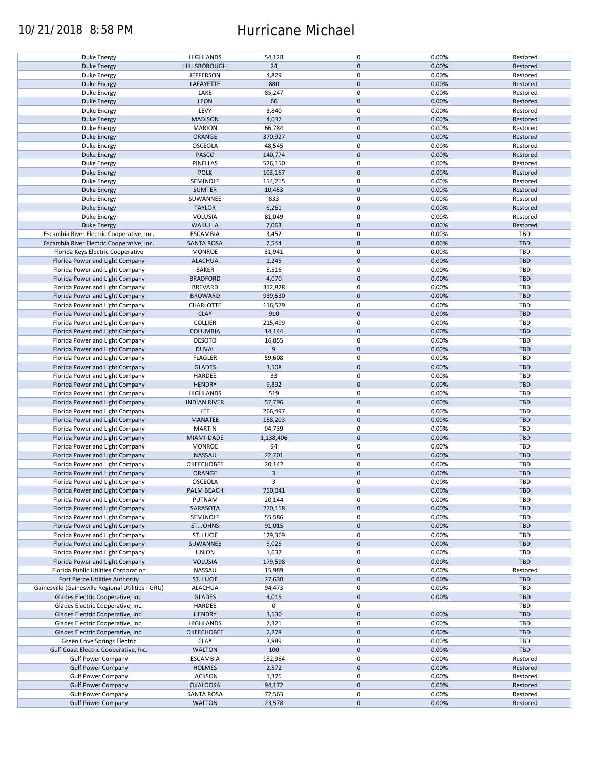| | | | | | |
|---|---|---|---|---|---|
| Duke Energy | HIGHLANDS | 54,128 | 0 | 0.00% | Restored |
| Duke Energy | HILLSBOROUGH | 24 | 0 | 0.00% | Restored |
| Duke Energy | JEFFERSON | 4,829 | 0 | 0.00% | Restored |
| Duke Energy | LAFAYETTE | 880 | 0 | 0.00% | Restored |
| Duke Energy | LAKE | 85,247 | 0 | 0.00% | Restored |
| Duke Energy | LEON | 66 | 0 | 0.00% | Restored |
| Duke Energy | LEVY | 3,840 | 0 | 0.00% | Restored |
| Duke Energy | MADISON | 4,037 | 0 | 0.00% | Restored |
| Duke Energy | MARION | 66,784 | 0 | 0.00% | Restored |
| Duke Energy | ORANGE | 370,927 | 0 | 0.00% | Restored |
| Duke Energy | OSCEOLA | 48,545 | 0 | 0.00% | Restored |
| Duke Energy | PASCO | 140,774 | 0 | 0.00% | Restored |
| Duke Energy | PINELLAS | 526,150 | 0 | 0.00% | Restored |
| Duke Energy | POLK | 103,167 | 0 | 0.00% | Restored |
| Duke Energy | SEMINOLE | 154,215 | 0 | 0.00% | Restored |
| Duke Energy | SUMTER | 10,453 | 0 | 0.00% | Restored |
| Duke Energy | SUWANNEE | 833 | 0 | 0.00% | Restored |
| Duke Energy | TAYLOR | 6,261 | 0 | 0.00% | Restored |
| Duke Energy | VOLUSIA | 81,049 | 0 | 0.00% | Restored |
| Duke Energy | WAKULLA | 7,063 | 0 | 0.00% | Restored |
| Escambia River Electric Cooperative, Inc. | ESCAMBIA | 3,452 | 0 | 0.00% | TBD |
| Escambia River Electric Cooperative, Inc. | SANTA ROSA | 7,544 | 0 | 0.00% | TBD |
| Florida Keys Electric Cooperative | MONROE | 31,941 | 0 | 0.00% | TBD |
| Florida Power and Light Company | ALACHUA | 1,245 | 0 | 0.00% | TBD |
| Florida Power and Light Company | BAKER | 5,516 | 0 | 0.00% | TBD |
| Florida Power and Light Company | BRADFORD | 4,070 | 0 | 0.00% | TBD |
| Florida Power and Light Company | BREVARD | 312,828 | 0 | 0.00% | TBD |
| Florida Power and Light Company | BROWARD | 939,530 | 0 | 0.00% | TBD |
| Florida Power and Light Company | CHARLOTTE | 116,579 | 0 | 0.00% | TBD |
| Florida Power and Light Company | CLAY | 910 | 0 | 0.00% | TBD |
| Florida Power and Light Company | COLLIER | 215,499 | 0 | 0.00% | TBD |
| Florida Power and Light Company | COLUMBIA | 14,144 | 0 | 0.00% | TBD |
| Florida Power and Light Company | DESOTO | 16,855 | 0 | 0.00% | TBD |
| Florida Power and Light Company | DUVAL | 9 | 0 | 0.00% | TBD |
| Florida Power and Light Company | FLAGLER | 59,608 | 0 | 0.00% | TBD |
| Florida Power and Light Company | GLADES | 3,508 | 0 | 0.00% | TBD |
| Florida Power and Light Company | HARDEE | 33 | 0 | 0.00% | TBD |
| Florida Power and Light Company | HENDRY | 9,892 | 0 | 0.00% | TBD |
| Florida Power and Light Company | HIGHLANDS | 519 | 0 | 0.00% | TBD |
| Florida Power and Light Company | INDIAN RIVER | 57,796 | 0 | 0.00% | TBD |
| Florida Power and Light Company | LEE | 266,497 | 0 | 0.00% | TBD |
| Florida Power and Light Company | MANATEE | 188,203 | 0 | 0.00% | TBD |
| Florida Power and Light Company | MARTIN | 94,739 | 0 | 0.00% | TBD |
| Florida Power and Light Company | MIAMI-DADE | 1,138,406 | 0 | 0.00% | TBD |
| Florida Power and Light Company | MONROE | 94 | 0 | 0.00% | TBD |
| Florida Power and Light Company | NASSAU | 22,701 | 0 | 0.00% | TBD |
| Florida Power and Light Company | OKEECHOBEE | 20,142 | 0 | 0.00% | TBD |
| Florida Power and Light Company | ORANGE | 3 | 0 | 0.00% | TBD |
| Florida Power and Light Company | OSCEOLA | 3 | 0 | 0.00% | TBD |
| Florida Power and Light Company | PALM BEACH | 750,041 | 0 | 0.00% | TBD |
| Florida Power and Light Company | PUTNAM | 20,144 | 0 | 0.00% | TBD |
| Florida Power and Light Company | SARASOTA | 270,158 | 0 | 0.00% | TBD |
| Florida Power and Light Company | SEMINOLE | 55,586 | 0 | 0.00% | TBD |
| Florida Power and Light Company | ST. JOHNS | 91,015 | 0 | 0.00% | TBD |
| Florida Power and Light Company | ST. LUCIE | 129,369 | 0 | 0.00% | TBD |
| Florida Power and Light Company | SUWANNEE | 5,025 | 0 | 0.00% | TBD |
| Florida Power and Light Company | UNION | 1,637 | 0 | 0.00% | TBD |
| Florida Power and Light Company | VOLUSIA | 179,598 | 0 | 0.00% | TBD |
| Florida Public Utilities Corporation | NASSAU | 15,989 | 0 | 0.00% | Restored |
| Fort Pierce Utilities Authority | ST. LUCIE | 27,630 | 0 | 0.00% | TBD |
| Gainesville (Gainesville Regional Utilities - GRU) | ALACHUA | 94,473 | 0 | 0.00% | TBD |
| Glades Electric Cooperative, Inc. | GLADES | 3,015 | 0 | 0.00% | TBD |
| Glades Electric Cooperative, Inc. | HARDEE | 0 | 0 | | TBD |
| Glades Electric Cooperative, Inc. | HENDRY | 3,530 | 0 | 0.00% | TBD |
| Glades Electric Cooperative, Inc. | HIGHLANDS | 7,321 | 0 | 0.00% | TBD |
| Glades Electric Cooperative, Inc. | OKEECHOBEE | 2,278 | 0 | 0.00% | TBD |
| Green Cove Springs Electric | CLAY | 3,889 | 0 | 0.00% | TBD |
| Gulf Coast Electric Cooperative, Inc. | WALTON | 100 | 0 | 0.00% | TBD |
| Gulf Power Company | ESCAMBIA | 152,984 | 0 | 0.00% | Restored |
| Gulf Power Company | HOLMES | 2,572 | 0 | 0.00% | Restored |
| Gulf Power Company | JACKSON | 1,375 | 0 | 0.00% | Restored |
| Gulf Power Company | OKALOOSA | 94,172 | 0 | 0.00% | Restored |
| Gulf Power Company | SANTA ROSA | 72,563 | 0 | 0.00% | Restored |
| Gulf Power Company | WALTON | 23,578 | 0 | 0.00% | Restored |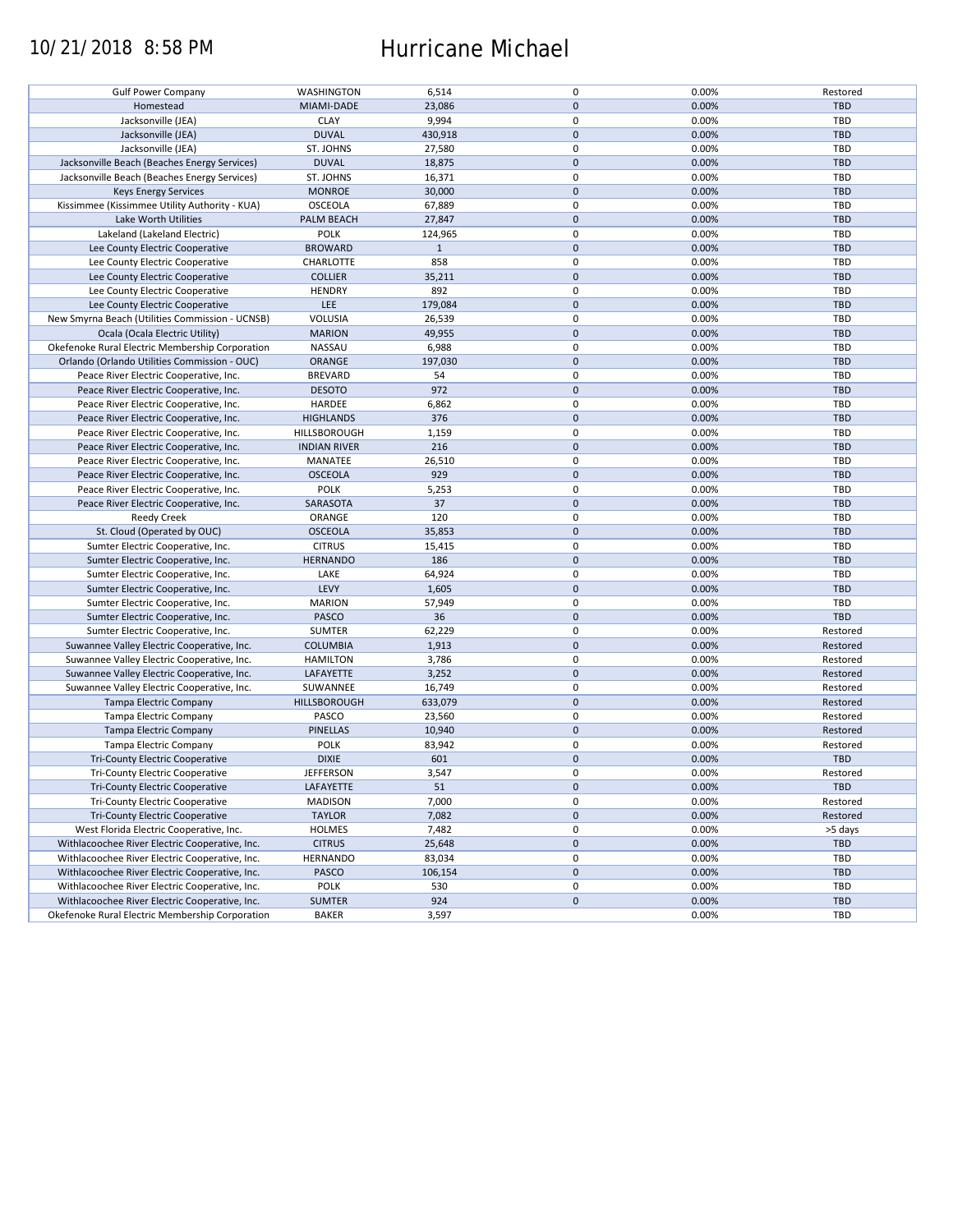# 10/21/2018 8:58 PM Hurricane Michael

| | | | | | |
|---|---|---|---|---|---|
| Gulf Power Company | WASHINGTON | 6,514 | 0 | 0.00% | Restored |
| Homestead | MIAMI-DADE | 23,086 | 0 | 0.00% | TBD |
| Jacksonville (JEA) | CLAY | 9,994 | 0 | 0.00% | TBD |
| Jacksonville (JEA) | DUVAL | 430,918 | 0 | 0.00% | TBD |
| Jacksonville (JEA) | ST. JOHNS | 27,580 | 0 | 0.00% | TBD |
| Jacksonville Beach (Beaches Energy Services) | DUVAL | 18,875 | 0 | 0.00% | TBD |
| Jacksonville Beach (Beaches Energy Services) | ST. JOHNS | 16,371 | 0 | 0.00% | TBD |
| Keys Energy Services | MONROE | 30,000 | 0 | 0.00% | TBD |
| Kissimmee (Kissimmee Utility Authority - KUA) | OSCEOLA | 67,889 | 0 | 0.00% | TBD |
| Lake Worth Utilities | PALM BEACH | 27,847 | 0 | 0.00% | TBD |
| Lakeland (Lakeland Electric) | POLK | 124,965 | 0 | 0.00% | TBD |
| Lee County Electric Cooperative | BROWARD | 1 | 0 | 0.00% | TBD |
| Lee County Electric Cooperative | CHARLOTTE | 858 | 0 | 0.00% | TBD |
| Lee County Electric Cooperative | COLLIER | 35,211 | 0 | 0.00% | TBD |
| Lee County Electric Cooperative | HENDRY | 892 | 0 | 0.00% | TBD |
| Lee County Electric Cooperative | LEE | 179,084 | 0 | 0.00% | TBD |
| New Smyrna Beach (Utilities Commission - UCNSB) | VOLUSIA | 26,539 | 0 | 0.00% | TBD |
| Ocala (Ocala Electric Utility) | MARION | 49,955 | 0 | 0.00% | TBD |
| Okefenoke Rural Electric Membership Corporation | NASSAU | 6,988 | 0 | 0.00% | TBD |
| Orlando (Orlando Utilities Commission - OUC) | ORANGE | 197,030 | 0 | 0.00% | TBD |
| Peace River Electric Cooperative, Inc. | BREVARD | 54 | 0 | 0.00% | TBD |
| Peace River Electric Cooperative, Inc. | DESOTO | 972 | 0 | 0.00% | TBD |
| Peace River Electric Cooperative, Inc. | HARDEE | 6,862 | 0 | 0.00% | TBD |
| Peace River Electric Cooperative, Inc. | HIGHLANDS | 376 | 0 | 0.00% | TBD |
| Peace River Electric Cooperative, Inc. | HILLSBOROUGH | 1,159 | 0 | 0.00% | TBD |
| Peace River Electric Cooperative, Inc. | INDIAN RIVER | 216 | 0 | 0.00% | TBD |
| Peace River Electric Cooperative, Inc. | MANATEE | 26,510 | 0 | 0.00% | TBD |
| Peace River Electric Cooperative, Inc. | OSCEOLA | 929 | 0 | 0.00% | TBD |
| Peace River Electric Cooperative, Inc. | POLK | 5,253 | 0 | 0.00% | TBD |
| Peace River Electric Cooperative, Inc. | SARASOTA | 37 | 0 | 0.00% | TBD |
| Reedy Creek | ORANGE | 120 | 0 | 0.00% | TBD |
| St. Cloud (Operated by OUC) | OSCEOLA | 35,853 | 0 | 0.00% | TBD |
| Sumter Electric Cooperative, Inc. | CITRUS | 15,415 | 0 | 0.00% | TBD |
| Sumter Electric Cooperative, Inc. | HERNANDO | 186 | 0 | 0.00% | TBD |
| Sumter Electric Cooperative, Inc. | LAKE | 64,924 | 0 | 0.00% | TBD |
| Sumter Electric Cooperative, Inc. | LEVY | 1,605 | 0 | 0.00% | TBD |
| Sumter Electric Cooperative, Inc. | MARION | 57,949 | 0 | 0.00% | TBD |
| Sumter Electric Cooperative, Inc. | PASCO | 36 | 0 | 0.00% | TBD |
| Sumter Electric Cooperative, Inc. | SUMTER | 62,229 | 0 | 0.00% | Restored |
| Suwannee Valley Electric Cooperative, Inc. | COLUMBIA | 1,913 | 0 | 0.00% | Restored |
| Suwannee Valley Electric Cooperative, Inc. | HAMILTON | 3,786 | 0 | 0.00% | Restored |
| Suwannee Valley Electric Cooperative, Inc. | LAFAYETTE | 3,252 | 0 | 0.00% | Restored |
| Suwannee Valley Electric Cooperative, Inc. | SUWANNEE | 16,749 | 0 | 0.00% | Restored |
| Tampa Electric Company | HILLSBOROUGH | 633,079 | 0 | 0.00% | Restored |
| Tampa Electric Company | PASCO | 23,560 | 0 | 0.00% | Restored |
| Tampa Electric Company | PINELLAS | 10,940 | 0 | 0.00% | Restored |
| Tampa Electric Company | POLK | 83,942 | 0 | 0.00% | Restored |
| Tri-County Electric Cooperative | DIXIE | 601 | 0 | 0.00% | TBD |
| Tri-County Electric Cooperative | JEFFERSON | 3,547 | 0 | 0.00% | Restored |
| Tri-County Electric Cooperative | LAFAYETTE | 51 | 0 | 0.00% | TBD |
| Tri-County Electric Cooperative | MADISON | 7,000 | 0 | 0.00% | Restored |
| Tri-County Electric Cooperative | TAYLOR | 7,082 | 0 | 0.00% | Restored |
| West Florida Electric Cooperative, Inc. | HOLMES | 7,482 | 0 | 0.00% | >5 days |
| Withlacoochee River Electric Cooperative, Inc. | CITRUS | 25,648 | 0 | 0.00% | TBD |
| Withlacoochee River Electric Cooperative, Inc. | HERNANDO | 83,034 | 0 | 0.00% | TBD |
| Withlacoochee River Electric Cooperative, Inc. | PASCO | 106,154 | 0 | 0.00% | TBD |
| Withlacoochee River Electric Cooperative, Inc. | POLK | 530 | 0 | 0.00% | TBD |
| Withlacoochee River Electric Cooperative, Inc. | SUMTER | 924 | 0 | 0.00% | TBD |
| Okefenoke Rural Electric Membership Corporation | BAKER | 3,597 | | 0.00% | TBD |